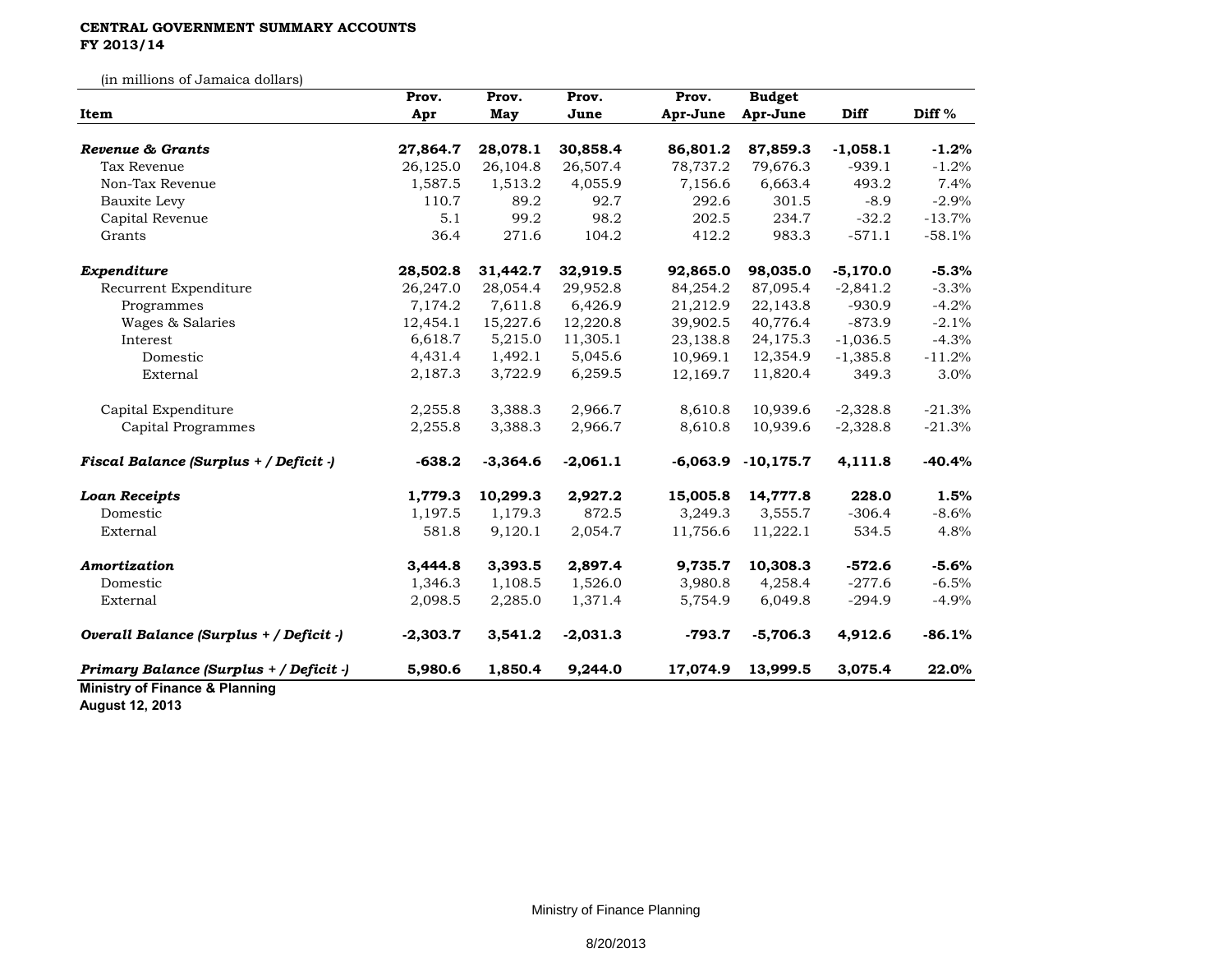**CENTRAL GOVERNMENT SUMMARY ACCOUNTS**
**FY 2013/14**

(in millions of Jamaica dollars)

| Item | Prov. Apr | Prov. May | Prov. June | Prov. Apr-June | Budget Apr-June | Diff | Diff % |
|---|---|---|---|---|---|---|---|
| ***Revenue & Grants*** | **27,864.7** | **28,078.1** | **30,858.4** | **86,801.2** | **87,859.3** | **-1,058.1** | **-1.2%** |
| Tax Revenue | 26,125.0 | 26,104.8 | 26,507.4 | 78,737.2 | 79,676.3 | -939.1 | -1.2% |
| Non-Tax Revenue | 1,587.5 | 1,513.2 | 4,055.9 | 7,156.6 | 6,663.4 | 493.2 | 7.4% |
| Bauxite Levy | 110.7 | 89.2 | 92.7 | 292.6 | 301.5 | -8.9 | -2.9% |
| Capital Revenue | 5.1 | 99.2 | 98.2 | 202.5 | 234.7 | -32.2 | -13.7% |
| Grants | 36.4 | 271.6 | 104.2 | 412.2 | 983.3 | -571.1 | -58.1% |
| ***Expenditure*** | **28,502.8** | **31,442.7** | **32,919.5** | **92,865.0** | **98,035.0** | **-5,170.0** | **-5.3%** |
| Recurrent Expenditure | 26,247.0 | 28,054.4 | 29,952.8 | 84,254.2 | 87,095.4 | -2,841.2 | -3.3% |
| Programmes | 7,174.2 | 7,611.8 | 6,426.9 | 21,212.9 | 22,143.8 | -930.9 | -4.2% |
| Wages & Salaries | 12,454.1 | 15,227.6 | 12,220.8 | 39,902.5 | 40,776.4 | -873.9 | -2.1% |
| Interest | 6,618.7 | 5,215.0 | 11,305.1 | 23,138.8 | 24,175.3 | -1,036.5 | -4.3% |
| Domestic | 4,431.4 | 1,492.1 | 5,045.6 | 10,969.1 | 12,354.9 | -1,385.8 | -11.2% |
| External | 2,187.3 | 3,722.9 | 6,259.5 | 12,169.7 | 11,820.4 | 349.3 | 3.0% |
| Capital Expenditure | 2,255.8 | 3,388.3 | 2,966.7 | 8,610.8 | 10,939.6 | -2,328.8 | -21.3% |
| Capital Programmes | 2,255.8 | 3,388.3 | 2,966.7 | 8,610.8 | 10,939.6 | -2,328.8 | -21.3% |
| ***Fiscal Balance (Surplus + / Deficit -)*** | **-638.2** | **-3,364.6** | **-2,061.1** | **-6,063.9** | **-10,175.7** | **4,111.8** | **-40.4%** |
| ***Loan Receipts*** | **1,779.3** | **10,299.3** | **2,927.2** | **15,005.8** | **14,777.8** | **228.0** | **1.5%** |
| Domestic | 1,197.5 | 1,179.3 | 872.5 | 3,249.3 | 3,555.7 | -306.4 | -8.6% |
| External | 581.8 | 9,120.1 | 2,054.7 | 11,756.6 | 11,222.1 | 534.5 | 4.8% |
| ***Amortization*** | **3,444.8** | **3,393.5** | **2,897.4** | **9,735.7** | **10,308.3** | **-572.6** | **-5.6%** |
| Domestic | 1,346.3 | 1,108.5 | 1,526.0 | 3,980.8 | 4,258.4 | -277.6 | -6.5% |
| External | 2,098.5 | 2,285.0 | 1,371.4 | 5,754.9 | 6,049.8 | -294.9 | -4.9% |
| ***Overall Balance (Surplus + / Deficit -)*** | **-2,303.7** | **3,541.2** | **-2,031.3** | **-793.7** | **-5,706.3** | **4,912.6** | **-86.1%** |
| ***Primary Balance (Surplus + / Deficit -)*** | **5,980.6** | **1,850.4** | **9,244.0** | **17,074.9** | **13,999.5** | **3,075.4** | **22.0%** |

**Ministry of Finance & Planning**
**August 12, 2013**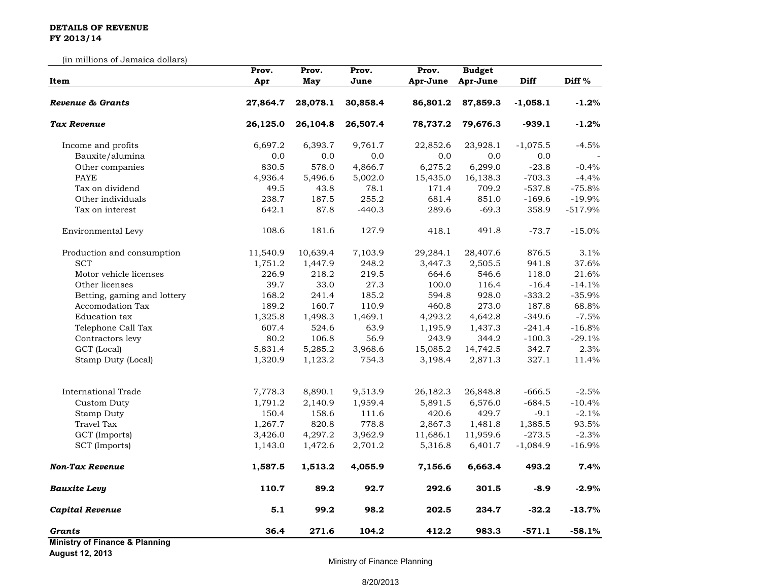**DETAILS OF REVENUE**
**FY 2013/14**

(in millions of Jamaica dollars)

| Item | Prov. Apr | Prov. May | Prov. June | Prov. Apr-June | Budget Apr-June | Diff | Diff % |
|---|---|---|---|---|---|---|---|
| ***Revenue & Grants*** | **27,864.7** | **28,078.1** | **30,858.4** | **86,801.2** | **87,859.3** | **-1,058.1** | **-1.2%** |
| ***Tax Revenue*** | **26,125.0** | **26,104.8** | **26,507.4** | **78,737.2** | **79,676.3** | **-939.1** | **-1.2%** |
| Income and profits | 6,697.2 | 6,393.7 | 9,761.7 | 22,852.6 | 23,928.1 | -1,075.5 | -4.5% |
| Bauxite/alumina | 0.0 | 0.0 | 0.0 | 0.0 | 0.0 | 0.0 | - |
| Other companies | 830.5 | 578.0 | 4,866.7 | 6,275.2 | 6,299.0 | -23.8 | -0.4% |
| PAYE | 4,936.4 | 5,496.6 | 5,002.0 | 15,435.0 | 16,138.3 | -703.3 | -4.4% |
| Tax on dividend | 49.5 | 43.8 | 78.1 | 171.4 | 709.2 | -537.8 | -75.8% |
| Other individuals | 238.7 | 187.5 | 255.2 | 681.4 | 851.0 | -169.6 | -19.9% |
| Tax on interest | 642.1 | 87.8 | -440.3 | 289.6 | -69.3 | 358.9 | -517.9% |
| Environmental Levy | 108.6 | 181.6 | 127.9 | 418.1 | 491.8 | -73.7 | -15.0% |
| Production and consumption | 11,540.9 | 10,639.4 | 7,103.9 | 29,284.1 | 28,407.6 | 876.5 | 3.1% |
| SCT | 1,751.2 | 1,447.9 | 248.2 | 3,447.3 | 2,505.5 | 941.8 | 37.6% |
| Motor vehicle licenses | 226.9 | 218.2 | 219.5 | 664.6 | 546.6 | 118.0 | 21.6% |
| Other licenses | 39.7 | 33.0 | 27.3 | 100.0 | 116.4 | -16.4 | -14.1% |
| Betting, gaming and lottery | 168.2 | 241.4 | 185.2 | 594.8 | 928.0 | -333.2 | -35.9% |
| Accomodation Tax | 189.2 | 160.7 | 110.9 | 460.8 | 273.0 | 187.8 | 68.8% |
| Education tax | 1,325.8 | 1,498.3 | 1,469.1 | 4,293.2 | 4,642.8 | -349.6 | -7.5% |
| Telephone Call Tax | 607.4 | 524.6 | 63.9 | 1,195.9 | 1,437.3 | -241.4 | -16.8% |
| Contractors levy | 80.2 | 106.8 | 56.9 | 243.9 | 344.2 | -100.3 | -29.1% |
| GCT (Local) | 5,831.4 | 5,285.2 | 3,968.6 | 15,085.2 | 14,742.5 | 342.7 | 2.3% |
| Stamp Duty (Local) | 1,320.9 | 1,123.2 | 754.3 | 3,198.4 | 2,871.3 | 327.1 | 11.4% |
| International Trade | 7,778.3 | 8,890.1 | 9,513.9 | 26,182.3 | 26,848.8 | -666.5 | -2.5% |
| Custom Duty | 1,791.2 | 2,140.9 | 1,959.4 | 5,891.5 | 6,576.0 | -684.5 | -10.4% |
| Stamp Duty | 150.4 | 158.6 | 111.6 | 420.6 | 429.7 | -9.1 | -2.1% |
| Travel Tax | 1,267.7 | 820.8 | 778.8 | 2,867.3 | 1,481.8 | 1,385.5 | 93.5% |
| GCT (Imports) | 3,426.0 | 4,297.2 | 3,962.9 | 11,686.1 | 11,959.6 | -273.5 | -2.3% |
| SCT (Imports) | 1,143.0 | 1,472.6 | 2,701.2 | 5,316.8 | 6,401.7 | -1,084.9 | -16.9% |
| ***Non-Tax Revenue*** | **1,587.5** | **1,513.2** | **4,055.9** | **7,156.6** | **6,663.4** | **493.2** | **7.4%** |
| ***Bauxite Levy*** | **110.7** | **89.2** | **92.7** | **292.6** | **301.5** | **-8.9** | **-2.9%** |
| ***Capital Revenue*** | **5.1** | **99.2** | **98.2** | **202.5** | **234.7** | **-32.2** | **-13.7%** |
| ***Grants*** | **36.4** | **271.6** | **104.2** | **412.2** | **983.3** | **-571.1** | **-58.1%** |

**Ministry of Finance & Planning**
**August 12, 2013**